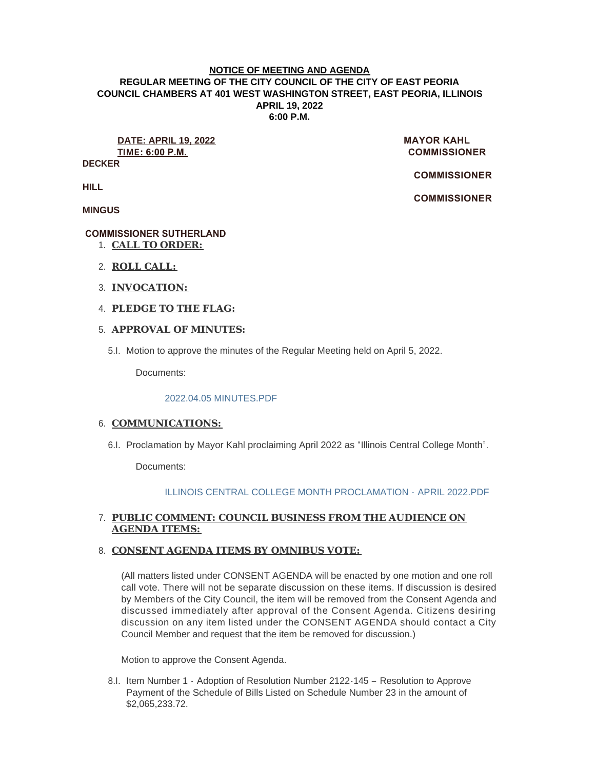**NOTICE OF MEETING AND AGENDA**

**REGULAR MEETING OF THE CITY COUNCIL OF THE CITY OF EAST PEORIA**
**COUNCIL CHAMBERS AT 401 WEST WASHINGTON STREET, EAST PEORIA, ILLINOIS**
**APRIL 19, 2022**
**6:00 P.M.**

**DATE: APRIL 19, 2022**
**TIME: 6:00 P.M.**

**MAYOR KAHL**
**COMMISSIONER DECKER**
**COMMISSIONER HILL**
**COMMISSIONER MINGUS**
**COMMISSIONER SUTHERLAND**

1. **CALL TO ORDER:**

2. **ROLL CALL:**

3. **INVOCATION:**

4. **PLEDGE TO THE FLAG:**

5. **APPROVAL OF MINUTES:**

   5.I. Motion to approve the minutes of the Regular Meeting held on April 5, 2022.

   Documents:

   2022.04.05 MINUTES.PDF

6. **COMMUNICATIONS:**

   6.I. Proclamation by Mayor Kahl proclaiming April 2022 as "Illinois Central College Month".

   Documents:

   ILLINOIS CENTRAL COLLEGE MONTH PROCLAMATION - APRIL 2022.PDF

7. **PUBLIC COMMENT: COUNCIL BUSINESS FROM THE AUDIENCE ON AGENDA ITEMS:**

8. **CONSENT AGENDA ITEMS BY OMNIBUS VOTE:**

   (All matters listed under CONSENT AGENDA will be enacted by one motion and one roll call vote. There will not be separate discussion on these items. If discussion is desired by Members of the City Council, the item will be removed from the Consent Agenda and discussed immediately after approval of the Consent Agenda. Citizens desiring discussion on any item listed under the CONSENT AGENDA should contact a City Council Member and request that the item be removed for discussion.)

   Motion to approve the Consent Agenda.

   8.I. Item Number 1 - Adoption of Resolution Number 2122-145 – Resolution to Approve Payment of the Schedule of Bills Listed on Schedule Number 23 in the amount of $2,065,233.72.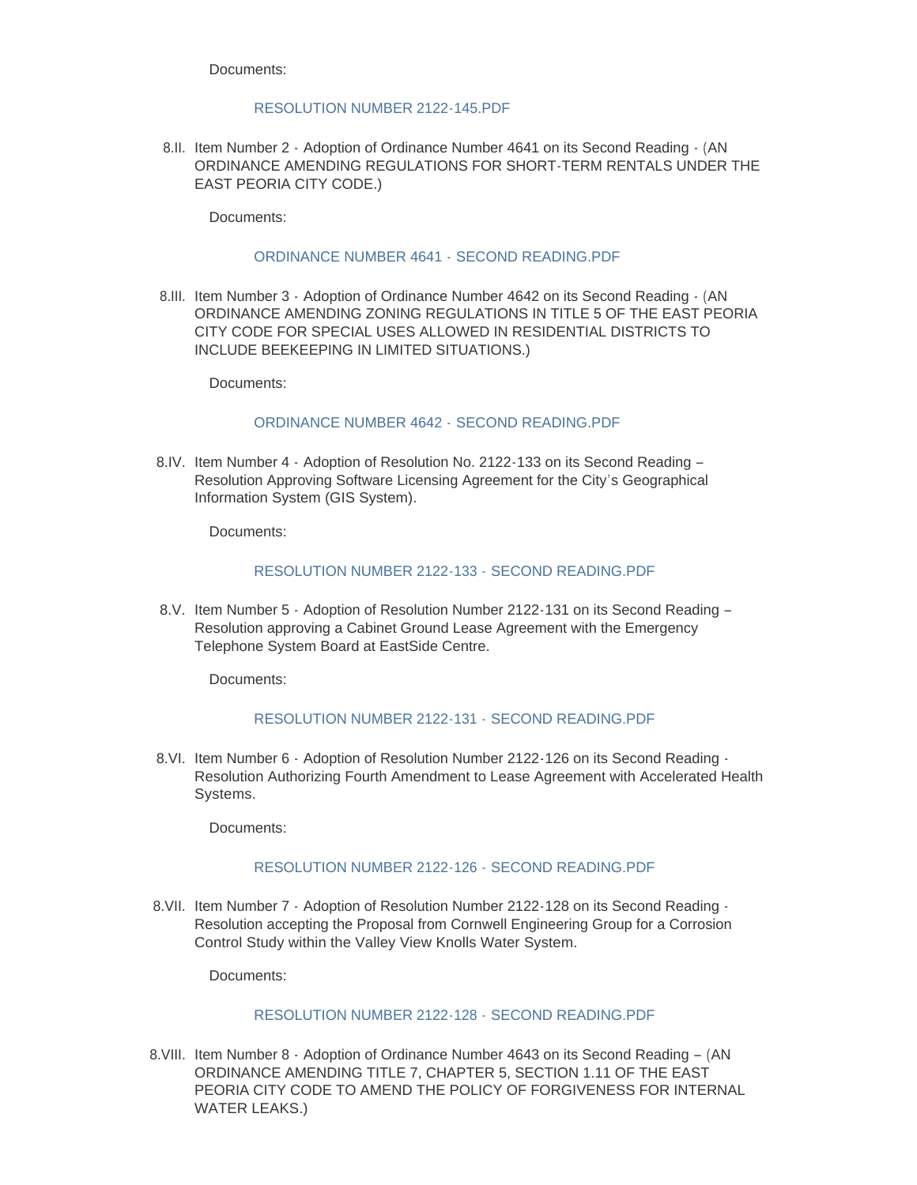Documents:

RESOLUTION NUMBER 2122-145.PDF

8.II. Item Number 2 - Adoption of Ordinance Number 4641 on its Second Reading - (AN ORDINANCE AMENDING REGULATIONS FOR SHORT-TERM RENTALS UNDER THE EAST PEORIA CITY CODE.)

Documents:

ORDINANCE NUMBER 4641 - SECOND READING.PDF

8.III. Item Number 3 - Adoption of Ordinance Number 4642 on its Second Reading - (AN ORDINANCE AMENDING ZONING REGULATIONS IN TITLE 5 OF THE EAST PEORIA CITY CODE FOR SPECIAL USES ALLOWED IN RESIDENTIAL DISTRICTS TO INCLUDE BEEKEEPING IN LIMITED SITUATIONS.)

Documents:

ORDINANCE NUMBER 4642 - SECOND READING.PDF

8.IV. Item Number 4 - Adoption of Resolution No. 2122-133 on its Second Reading – Resolution Approving Software Licensing Agreement for the City's Geographical Information System (GIS System).

Documents:

RESOLUTION NUMBER 2122-133 - SECOND READING.PDF

8.V. Item Number 5 - Adoption of Resolution Number 2122-131 on its Second Reading – Resolution approving a Cabinet Ground Lease Agreement with the Emergency Telephone System Board at EastSide Centre.

Documents:

RESOLUTION NUMBER 2122-131 - SECOND READING.PDF

8.VI. Item Number 6 - Adoption of Resolution Number 2122-126 on its Second Reading - Resolution Authorizing Fourth Amendment to Lease Agreement with Accelerated Health Systems.

Documents:

RESOLUTION NUMBER 2122-126 - SECOND READING.PDF

8.VII. Item Number 7 - Adoption of Resolution Number 2122-128 on its Second Reading - Resolution accepting the Proposal from Cornwell Engineering Group for a Corrosion Control Study within the Valley View Knolls Water System.

Documents:

RESOLUTION NUMBER 2122-128 - SECOND READING.PDF

8.VIII. Item Number 8 - Adoption of Ordinance Number 4643 on its Second Reading – (AN ORDINANCE AMENDING TITLE 7, CHAPTER 5, SECTION 1.11 OF THE EAST PEORIA CITY CODE TO AMEND THE POLICY OF FORGIVENESS FOR INTERNAL WATER LEAKS.)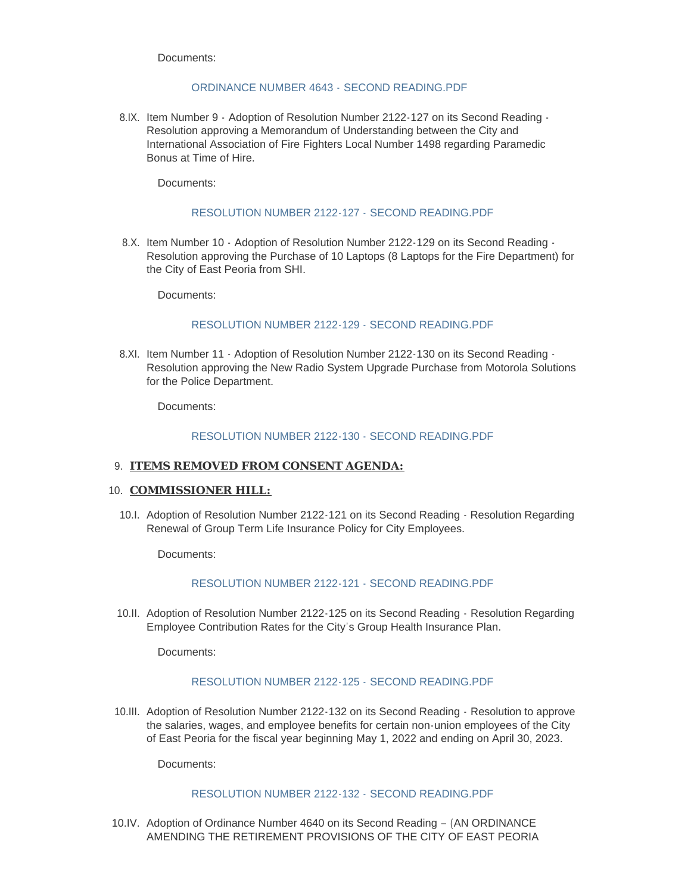Documents:

ORDINANCE NUMBER 4643 - SECOND READING.PDF

8.IX. Item Number 9 - Adoption of Resolution Number 2122-127 on its Second Reading - Resolution approving a Memorandum of Understanding between the City and International Association of Fire Fighters Local Number 1498 regarding Paramedic Bonus at Time of Hire.

Documents:

RESOLUTION NUMBER 2122-127 - SECOND READING.PDF

8.X. Item Number 10 - Adoption of Resolution Number 2122-129 on its Second Reading - Resolution approving the Purchase of 10 Laptops (8 Laptops for the Fire Department) for the City of East Peoria from SHI.

Documents:

RESOLUTION NUMBER 2122-129 - SECOND READING.PDF

8.XI. Item Number 11 - Adoption of Resolution Number 2122-130 on its Second Reading - Resolution approving the New Radio System Upgrade Purchase from Motorola Solutions for the Police Department.

Documents:

RESOLUTION NUMBER 2122-130 - SECOND READING.PDF

## 9. ITEMS REMOVED FROM CONSENT AGENDA:

## 10. COMMISSIONER HILL:

10.I. Adoption of Resolution Number 2122-121 on its Second Reading - Resolution Regarding Renewal of Group Term Life Insurance Policy for City Employees.

Documents:

RESOLUTION NUMBER 2122-121 - SECOND READING.PDF

10.II. Adoption of Resolution Number 2122-125 on its Second Reading - Resolution Regarding Employee Contribution Rates for the City's Group Health Insurance Plan.

Documents:

RESOLUTION NUMBER 2122-125 - SECOND READING.PDF

10.III. Adoption of Resolution Number 2122-132 on its Second Reading - Resolution to approve the salaries, wages, and employee benefits for certain non-union employees of the City of East Peoria for the fiscal year beginning May 1, 2022 and ending on April 30, 2023.

Documents:

RESOLUTION NUMBER 2122-132 - SECOND READING.PDF

10.IV. Adoption of Ordinance Number 4640 on its Second Reading – (AN ORDINANCE AMENDING THE RETIREMENT PROVISIONS OF THE CITY OF EAST PEORIA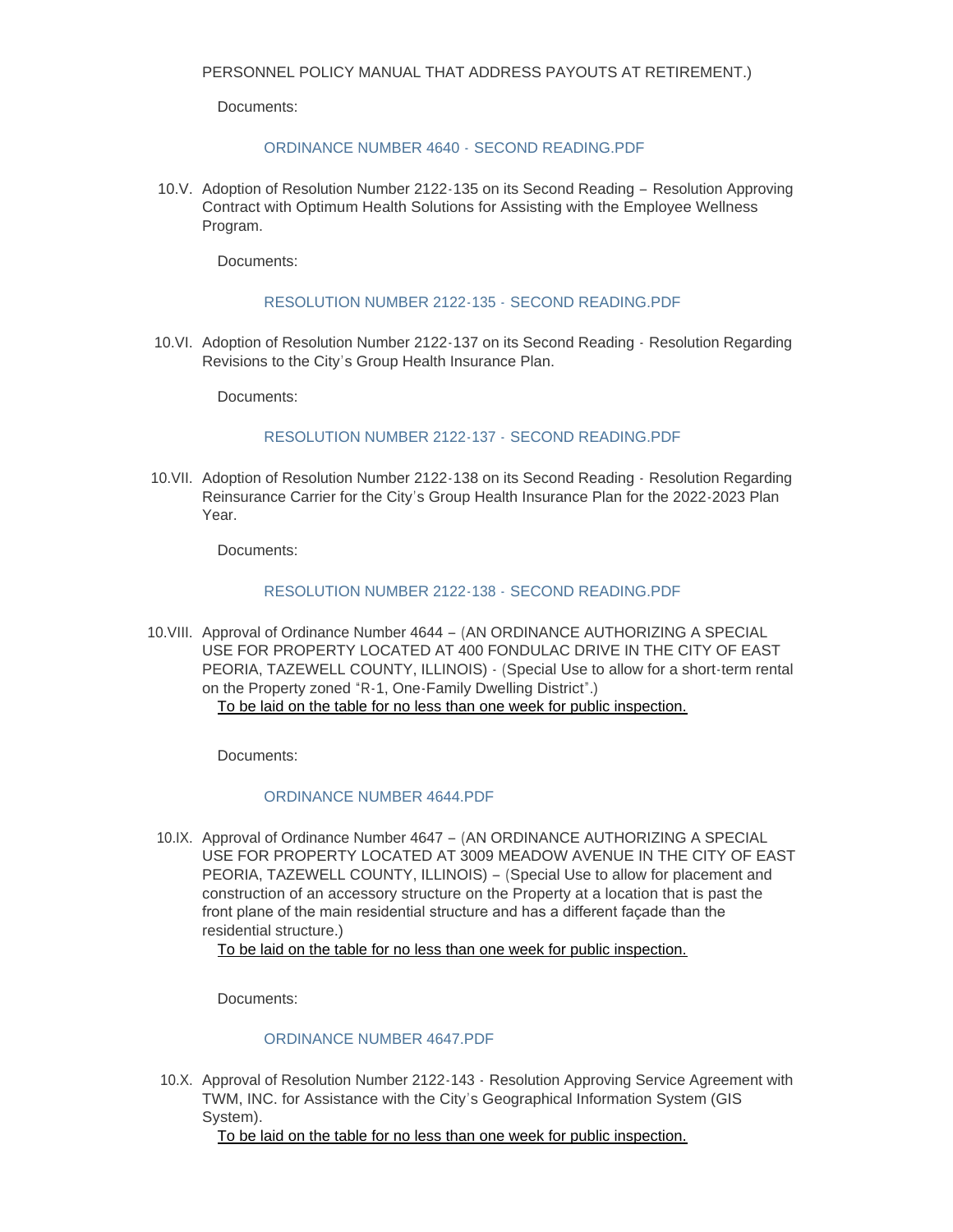PERSONNEL POLICY MANUAL THAT ADDRESS PAYOUTS AT RETIREMENT.)

Documents:

ORDINANCE NUMBER 4640 - SECOND READING.PDF

10.V. Adoption of Resolution Number 2122-135 on its Second Reading – Resolution Approving Contract with Optimum Health Solutions for Assisting with the Employee Wellness Program.

Documents:

RESOLUTION NUMBER 2122-135 - SECOND READING.PDF

10.VI. Adoption of Resolution Number 2122-137 on its Second Reading - Resolution Regarding Revisions to the City's Group Health Insurance Plan.

Documents:

RESOLUTION NUMBER 2122-137 - SECOND READING.PDF

10.VII. Adoption of Resolution Number 2122-138 on its Second Reading - Resolution Regarding Reinsurance Carrier for the City's Group Health Insurance Plan for the 2022-2023 Plan Year.

Documents:

RESOLUTION NUMBER 2122-138 - SECOND READING.PDF

10.VIII. Approval of Ordinance Number 4644 – (AN ORDINANCE AUTHORIZING A SPECIAL USE FOR PROPERTY LOCATED AT 400 FONDULAC DRIVE IN THE CITY OF EAST PEORIA, TAZEWELL COUNTY, ILLINOIS) - (Special Use to allow for a short-term rental on the Property zoned "R-1, One-Family Dwelling District".)
To be laid on the table for no less than one week for public inspection.

Documents:

ORDINANCE NUMBER 4644.PDF

10.IX. Approval of Ordinance Number 4647 – (AN ORDINANCE AUTHORIZING A SPECIAL USE FOR PROPERTY LOCATED AT 3009 MEADOW AVENUE IN THE CITY OF EAST PEORIA, TAZEWELL COUNTY, ILLINOIS) – (Special Use to allow for placement and construction of an accessory structure on the Property at a location that is past the front plane of the main residential structure and has a different façade than the residential structure.)
To be laid on the table for no less than one week for public inspection.

Documents:

ORDINANCE NUMBER 4647.PDF

10.X. Approval of Resolution Number 2122-143 - Resolution Approving Service Agreement with TWM, INC. for Assistance with the City's Geographical Information System (GIS System).
To be laid on the table for no less than one week for public inspection.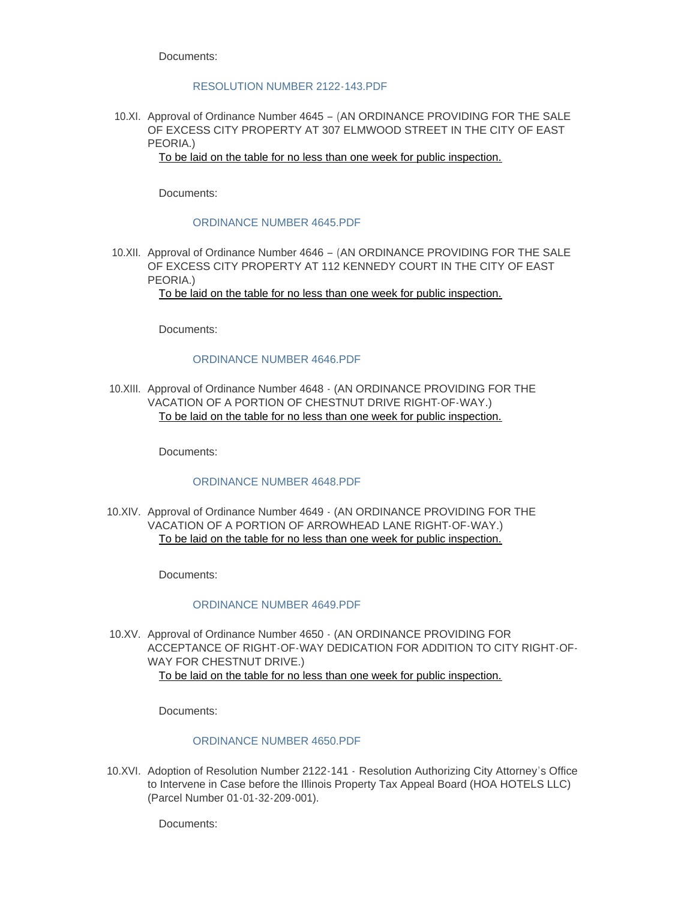Documents:

RESOLUTION NUMBER 2122-143.PDF

10.XI. Approval of Ordinance Number 4645 – (AN ORDINANCE PROVIDING FOR THE SALE OF EXCESS CITY PROPERTY AT 307 ELMWOOD STREET IN THE CITY OF EAST PEORIA.)

To be laid on the table for no less than one week for public inspection.

Documents:

ORDINANCE NUMBER 4645.PDF

10.XII. Approval of Ordinance Number 4646 – (AN ORDINANCE PROVIDING FOR THE SALE OF EXCESS CITY PROPERTY AT 112 KENNEDY COURT IN THE CITY OF EAST PEORIA.)

To be laid on the table for no less than one week for public inspection.

Documents:

ORDINANCE NUMBER 4646.PDF

10.XIII. Approval of Ordinance Number 4648 - (AN ORDINANCE PROVIDING FOR THE VACATION OF A PORTION OF CHESTNUT DRIVE RIGHT-OF-WAY.)

To be laid on the table for no less than one week for public inspection.

Documents:

ORDINANCE NUMBER 4648.PDF

10.XIV. Approval of Ordinance Number 4649 - (AN ORDINANCE PROVIDING FOR THE VACATION OF A PORTION OF ARROWHEAD LANE RIGHT-OF-WAY.)

To be laid on the table for no less than one week for public inspection.

Documents:

ORDINANCE NUMBER 4649.PDF

10.XV. Approval of Ordinance Number 4650 - (AN ORDINANCE PROVIDING FOR ACCEPTANCE OF RIGHT-OF-WAY DEDICATION FOR ADDITION TO CITY RIGHT-OF-WAY FOR CHESTNUT DRIVE.)

To be laid on the table for no less than one week for public inspection.

Documents:

ORDINANCE NUMBER 4650.PDF

10.XVI. Adoption of Resolution Number 2122-141 - Resolution Authorizing City Attorney's Office to Intervene in Case before the Illinois Property Tax Appeal Board (HOA HOTELS LLC) (Parcel Number 01-01-32-209-001).

Documents: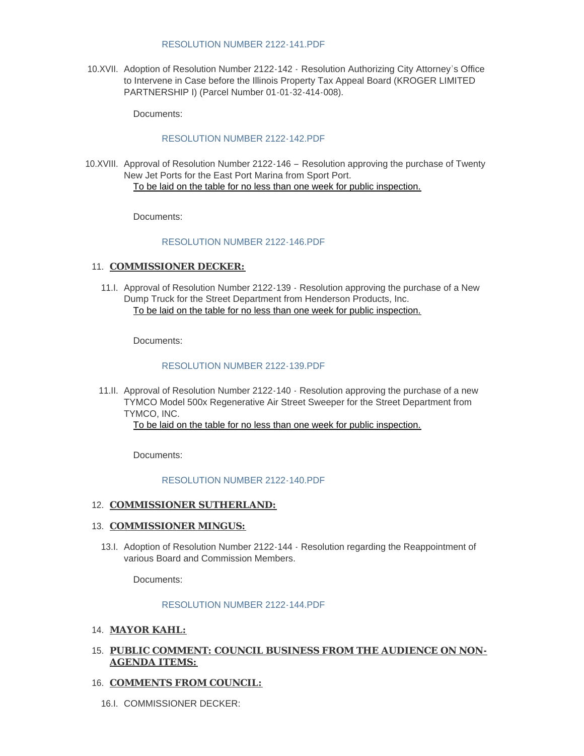RESOLUTION NUMBER 2122-141.PDF

10.XVII. Adoption of Resolution Number 2122-142 - Resolution Authorizing City Attorney's Office to Intervene in Case before the Illinois Property Tax Appeal Board (KROGER LIMITED PARTNERSHIP I) (Parcel Number 01-01-32-414-008).

Documents:

RESOLUTION NUMBER 2122-142.PDF

10.XVIII. Approval of Resolution Number 2122-146 – Resolution approving the purchase of Twenty New Jet Ports for the East Port Marina from Sport Port.
To be laid on the table for no less than one week for public inspection.

Documents:

RESOLUTION NUMBER 2122-146.PDF

## 11. COMMISSIONER DECKER:

11.I. Approval of Resolution Number 2122-139 - Resolution approving the purchase of a New Dump Truck for the Street Department from Henderson Products, Inc.
To be laid on the table for no less than one week for public inspection.

Documents:

RESOLUTION NUMBER 2122-139.PDF

11.II. Approval of Resolution Number 2122-140 - Resolution approving the purchase of a new TYMCO Model 500x Regenerative Air Street Sweeper for the Street Department from TYMCO, INC.
To be laid on the table for no less than one week for public inspection.

Documents:

RESOLUTION NUMBER 2122-140.PDF

## 12. COMMISSIONER SUTHERLAND:

## 13. COMMISSIONER MINGUS:

13.I. Adoption of Resolution Number 2122-144 - Resolution regarding the Reappointment of various Board and Commission Members.

Documents:

RESOLUTION NUMBER 2122-144.PDF

## 14. MAYOR KAHL:

## 15. PUBLIC COMMENT: COUNCIL BUSINESS FROM THE AUDIENCE ON NON-AGENDA ITEMS:

## 16. COMMENTS FROM COUNCIL:

16.I. COMMISSIONER DECKER: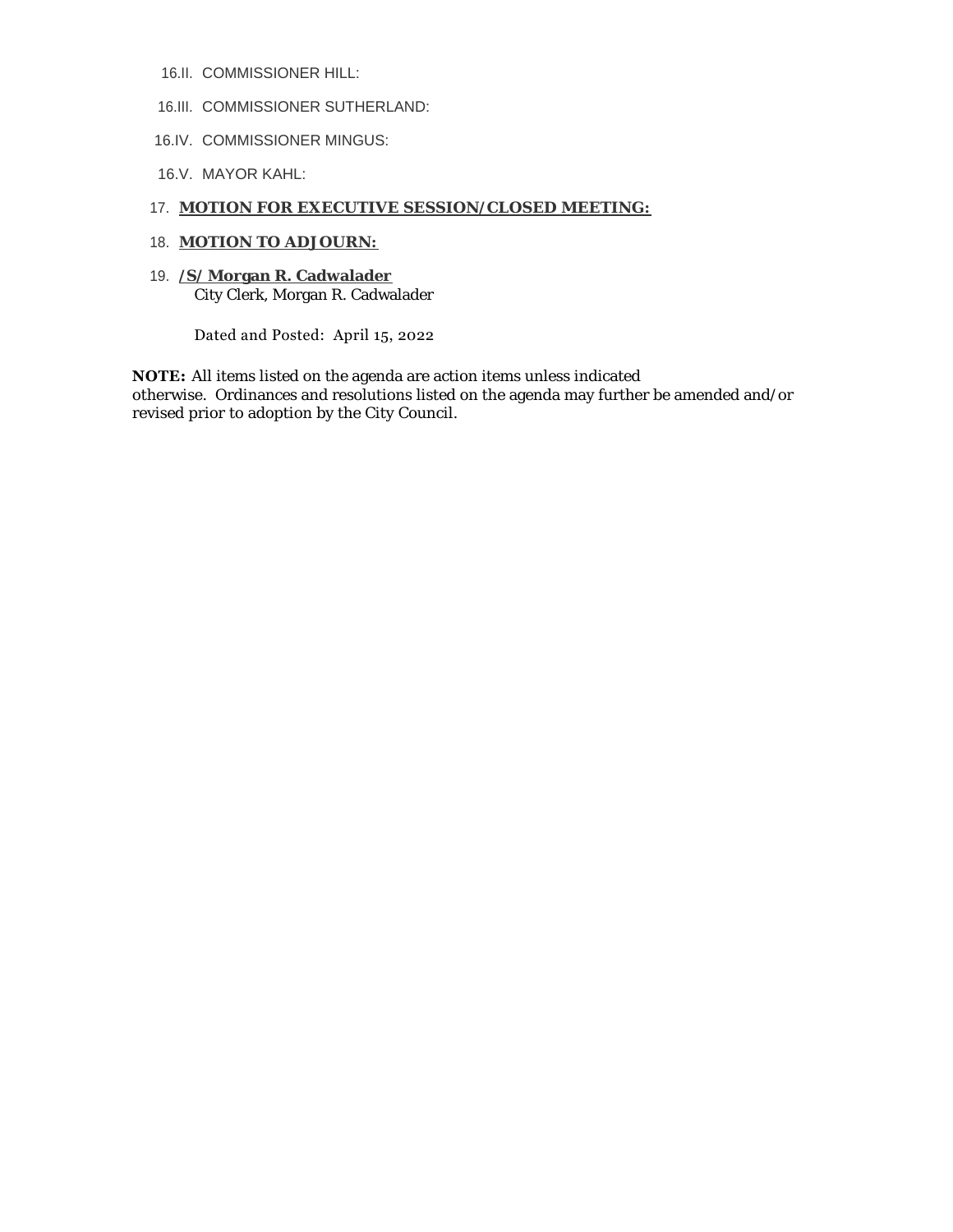16.II. COMMISSIONER HILL:

16.III. COMMISSIONER SUTHERLAND:

16.IV. COMMISSIONER MINGUS:

16.V. MAYOR KAHL:

17. **MOTION FOR EXECUTIVE SESSION/CLOSED MEETING:**

18. **MOTION TO ADJOURN:**

19. **/S/ Morgan R. Cadwalader**
    City Clerk, Morgan R. Cadwalader

    Dated and Posted: April 15, 2022

**NOTE:** All items listed on the agenda are action items unless indicated otherwise. Ordinances and resolutions listed on the agenda may further be amended and/or revised prior to adoption by the City Council.